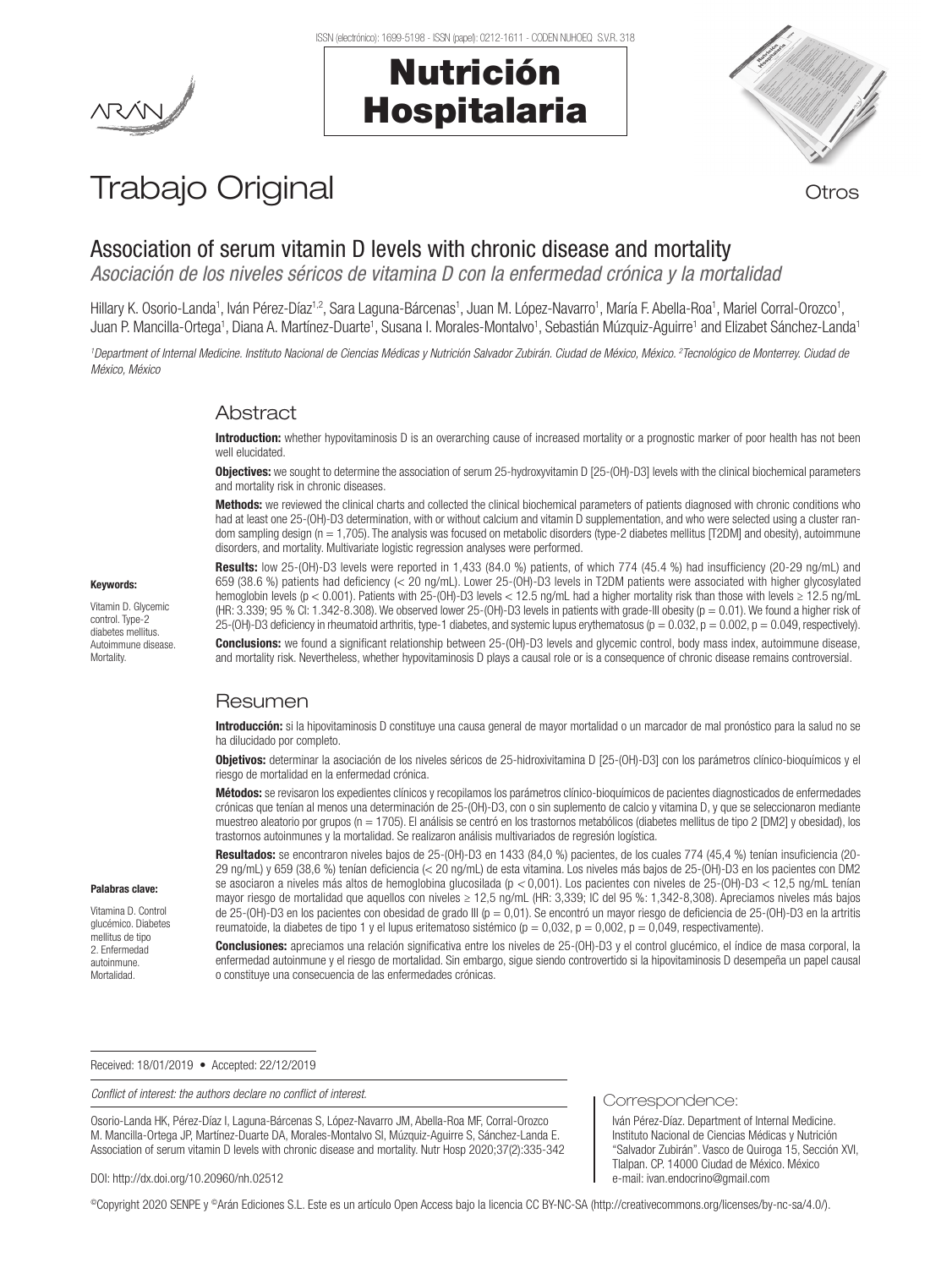# Trabajo Original

Otros

## Association of serum vitamin D levels with chronic disease and mortality

*Asociación de los niveles séricos de vitamina D con la enfermedad crónica y la mortalidad*

Hillary K. Osorio-Landa[1], Iván Pérez-Díaz[1,2], Sara Laguna-Bárcenas[1], Juan M. López-Navarro[1], María F. Abella-Roa[1], Mariel Corral-Orozco[1], Juan P. Mancilla-Ortega[1], Diana A. Martínez-Duarte[1], Susana I. Morales-Montalvo[1], Sebastián Múzquiz-Aguirre[1] and Elizabet Sánchez-Landa[1]

*[1]Department of Internal Medicine. Instituto Nacional de Ciencias Médicas y Nutrición Salvador Zubirán. Ciudad de México, México. [2]Tecnológico de Monterrey. Ciudad de México, México*

### Abstract

**Introduction:** whether hypovitaminosis D is an overarching cause of increased mortality or a prognostic marker of poor health has not been well elucidated.

**Objectives:** we sought to determine the association of serum 25-hydroxyvitamin D [25-(OH)-D3] levels with the clinical biochemical parameters and mortality risk in chronic diseases.

**Methods:** we reviewed the clinical charts and collected the clinical biochemical parameters of patients diagnosed with chronic conditions who had at least one 25-(OH)-D3 determination, with or without calcium and vitamin D supplementation, and who were selected using a cluster random sampling design (n = 1,705). The analysis was focused on metabolic disorders (type-2 diabetes mellitus [T2DM] and obesity), autoimmune disorders, and mortality. Multivariate logistic regression analyses were performed.

**Results:** low 25-(OH)-D3 levels were reported in 1,433 (84.0 %) patients, of which 774 (45.4 %) had insufficiency (20-29 ng/mL) and 659 (38.6 %) patients had deficiency (< 20 ng/mL). Lower 25-(OH)-D3 levels in T2DM patients were associated with higher glycosylated hemoglobin levels ($p < 0.001$). Patients with 25-(OH)-D3 levels < 12.5 ng/mL had a higher mortality risk than those with levels ≥ 12.5 ng/mL (HR: 3.339; 95 % CI: 1.342-8.308). We observed lower 25-(OH)-D3 levels in patients with grade-III obesity ($p = 0.01$). We found a higher risk of 25-(OH)-D3 deficiency in rheumatoid arthritis, type-1 diabetes, and systemic lupus erythematosus ($p = 0.032$, $p = 0.002$, $p = 0.049$, respectively).

**Conclusions:** we found a significant relationship between 25-(OH)-D3 levels and glycemic control, body mass index, autoimmune disease, and mortality risk. Nevertheless, whether hypovitaminosis D plays a causal role or is a consequence of chronic disease remains controversial.

**Keywords:**

Vitamin D. Glycemic control. Type-2 diabetes mellitus. Autoimmune disease. Mortality.

### Resumen

**Introducción:** si la hipovitaminosis D constituye una causa general de mayor mortalidad o un marcador de mal pronóstico para la salud no se ha dilucidado por completo.

**Objetivos:** determinar la asociación de los niveles séricos de 25-hidroxivitamina D [25-(OH)-D3] con los parámetros clínico-bioquímicos y el riesgo de mortalidad en la enfermedad crónica.

**Métodos:** se revisaron los expedientes clínicos y recopilamos los parámetros clínico-bioquímicos de pacientes diagnosticados de enfermedades crónicas que tenían al menos una determinación de 25-(OH)-D3, con o sin suplemento de calcio y vitamina D, y que se seleccionaron mediante muestreo aleatorio por grupos (n = 1705). El análisis se centró en los trastornos metabólicos (diabetes mellitus de tipo 2 [DM2] y obesidad), los trastornos autoinmunes y la mortalidad. Se realizaron análisis multivariados de regresión logística.

**Resultados:** se encontraron niveles bajos de 25-(OH)-D3 en 1433 (84,0 %) pacientes, de los cuales 774 (45,4 %) tenían insuficiencia (20-29 ng/mL) y 659 (38,6 %) tenían deficiencia (< 20 ng/mL) de esta vitamina. Los niveles más bajos de 25-(OH)-D3 en los pacientes con DM2 se asociaron a niveles más altos de hemoglobina glucosilada ($p < 0,001$). Los pacientes con niveles de 25-(OH)-D3 < 12,5 ng/mL tenían mayor riesgo de mortalidad que aquellos con niveles ≥ 12,5 ng/mL (HR: 3,339; IC del 95 %: 1,342-8,308). Apreciamos niveles más bajos de 25-(OH)-D3 en los pacientes con obesidad de grado III ($p = 0,01$). Se encontró un mayor riesgo de deficiencia de 25-(OH)-D3 en la artritis reumatoide, la diabetes de tipo 1 y el lupus eritematoso sistémico ($p = 0,032$, $p = 0,002$, $p = 0,049$, respectivamente).

**Conclusiones:** apreciamos una relación significativa entre los niveles de 25-(OH)-D3 y el control glucémico, el índice de masa corporal, la enfermedad autoinmune y el riesgo de mortalidad. Sin embargo, sigue siendo controvertido si la hipovitaminosis D desempeña un papel causal o constituye una consecuencia de las enfermedades crónicas.

**Palabras clave:**

Vitamina D. Control glucémico. Diabetes mellitus de tipo 2. Enfermedad autoinmune. Mortalidad.

Received: 18/01/2019 • Accepted: 22/12/2019

*Conflict of interest: the authors declare no conflict of interest.*

Osorio-Landa HK, Pérez-Díaz I, Laguna-Bárcenas S, López-Navarro JM, Abella-Roa MF, Corral-Orozco M, Mancilla-Ortega JP, Martínez-Duarte DA, Morales-Montalvo SI, Múzquiz-Aguirre S, Sánchez-Landa E. Association of serum vitamin D levels with chronic disease and mortality. Nutr Hosp 2020;37(2):335-342

DOI: http://dx.doi.org/10.20960/nh.02512

Correspondence:

Iván Pérez-Díaz. Department of Internal Medicine. Instituto Nacional de Ciencias Médicas y Nutrición "Salvador Zubirán". Vasco de Quiroga 15, Sección XVI, Tlalpan. CP. 14000 Ciudad de México. México
e-mail: ivan.endocrino@gmail.com

©Copyright 2020 SENPE y ©Arán Ediciones S.L. Este es un artículo Open Access bajo la licencia CC BY-NC-SA (http://creativecommons.org/licenses/by-nc-sa/4.0/).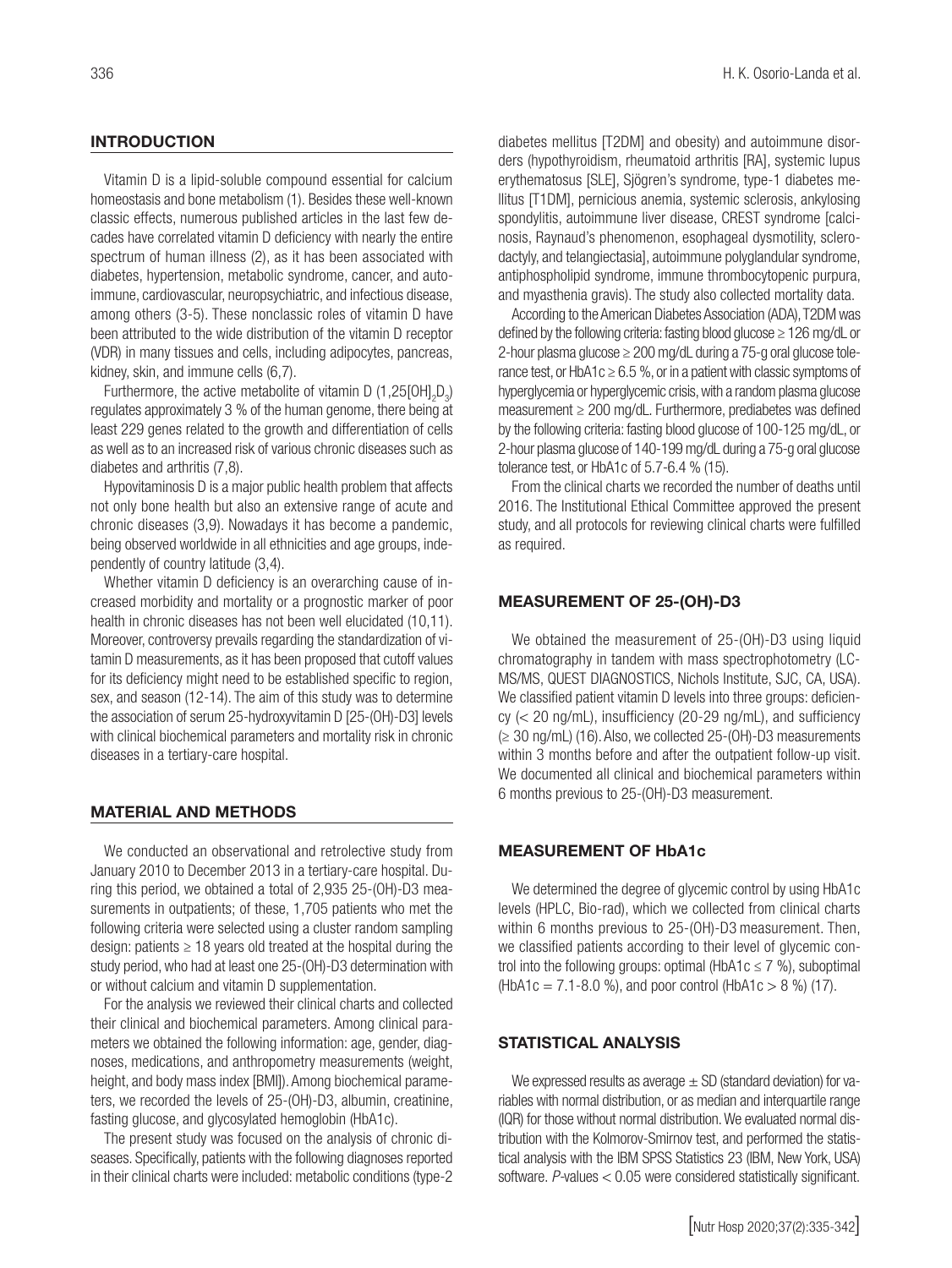## INTRODUCTION

Vitamin D is a lipid-soluble compound essential for calcium homeostasis and bone metabolism (1). Besides these well-known classic effects, numerous published articles in the last few decades have correlated vitamin D deficiency with nearly the entire spectrum of human illness (2), as it has been associated with diabetes, hypertension, metabolic syndrome, cancer, and autoimmune, cardiovascular, neuropsychiatric, and infectious disease, among others (3-5). These nonclassic roles of vitamin D have been attributed to the wide distribution of the vitamin D receptor (VDR) in many tissues and cells, including adipocytes, pancreas, kidney, skin, and immune cells (6,7).

Furthermore, the active metabolite of vitamin D ($1,25[OH]_2D_3$) regulates approximately 3 % of the human genome, there being at least 229 genes related to the growth and differentiation of cells as well as to an increased risk of various chronic diseases such as diabetes and arthritis (7,8).

Hypovitaminosis D is a major public health problem that affects not only bone health but also an extensive range of acute and chronic diseases (3,9). Nowadays it has become a pandemic, being observed worldwide in all ethnicities and age groups, independently of country latitude (3,4).

Whether vitamin D deficiency is an overarching cause of increased morbidity and mortality or a prognostic marker of poor health in chronic diseases has not been well elucidated (10,11). Moreover, controversy prevails regarding the standardization of vitamin D measurements, as it has been proposed that cutoff values for its deficiency might need to be established specific to region, sex, and season (12-14). The aim of this study was to determine the association of serum 25-hydroxyvitamin D [25-(OH)-D3] levels with clinical biochemical parameters and mortality risk in chronic diseases in a tertiary-care hospital.

## MATERIAL AND METHODS

We conducted an observational and retrolective study from January 2010 to December 2013 in a tertiary-care hospital. During this period, we obtained a total of 2,935 25-(OH)-D3 measurements in outpatients; of these, 1,705 patients who met the following criteria were selected using a cluster random sampling design: patients ≥ 18 years old treated at the hospital during the study period, who had at least one 25-(OH)-D3 determination with or without calcium and vitamin D supplementation.

For the analysis we reviewed their clinical charts and collected their clinical and biochemical parameters. Among clinical parameters we obtained the following information: age, gender, diagnoses, medications, and anthropometry measurements (weight, height, and body mass index [BMI]). Among biochemical parameters, we recorded the levels of 25-(OH)-D3, albumin, creatinine, fasting glucose, and glycosylated hemoglobin (HbA1c).

The present study was focused on the analysis of chronic diseases. Specifically, patients with the following diagnoses reported in their clinical charts were included: metabolic conditions (type-2 diabetes mellitus [T2DM] and obesity) and autoimmune disorders (hypothyroidism, rheumatoid arthritis [RA], systemic lupus erythematosus [SLE], Sjögren's syndrome, type-1 diabetes mellitus [T1DM], pernicious anemia, systemic sclerosis, ankylosing spondylitis, autoimmune liver disease, CREST syndrome [calcinosis, Raynaud's phenomenon, esophageal dysmotility, sclerodactyly, and telangiectasia], autoimmune polyglandular syndrome, antiphospholipid syndrome, immune thrombocytopenic purpura, and myasthenia gravis). The study also collected mortality data.

According to the American Diabetes Association (ADA), T2DM was defined by the following criteria: fasting blood glucose ≥ 126 mg/dL or 2-hour plasma glucose ≥ 200 mg/dL during a 75-g oral glucose tolerance test, or HbA1c ≥ 6.5 %, or in a patient with classic symptoms of hyperglycemia or hyperglycemic crisis, with a random plasma glucose measurement ≥ 200 mg/dL. Furthermore, prediabetes was defined by the following criteria: fasting blood glucose of 100-125 mg/dL, or 2-hour plasma glucose of 140-199 mg/dL during a 75-g oral glucose tolerance test, or HbA1c of 5.7-6.4 % (15).

From the clinical charts we recorded the number of deaths until 2016. The Institutional Ethical Committee approved the present study, and all protocols for reviewing clinical charts were fulfilled as required.

## MEASUREMENT OF 25-(OH)-D3

We obtained the measurement of 25-(OH)-D3 using liquid chromatography in tandem with mass spectrophotometry (LC-MS/MS, QUEST DIAGNOSTICS, Nichols Institute, SJC, CA, USA). We classified patient vitamin D levels into three groups: deficiency (< 20 ng/mL), insufficiency (20-29 ng/mL), and sufficiency (≥ 30 ng/mL) (16). Also, we collected 25-(OH)-D3 measurements within 3 months before and after the outpatient follow-up visit. We documented all clinical and biochemical parameters within 6 months previous to 25-(OH)-D3 measurement.

## MEASUREMENT OF HbA1c

We determined the degree of glycemic control by using HbA1c levels (HPLC, Bio-rad), which we collected from clinical charts within 6 months previous to 25-(OH)-D3 measurement. Then, we classified patients according to their level of glycemic control into the following groups: optimal (HbA1c ≤ 7 %), suboptimal (HbA1c = 7.1-8.0 %), and poor control (HbA1c > 8 %) (17).

## STATISTICAL ANALYSIS

We expressed results as average ± SD (standard deviation) for variables with normal distribution, or as median and interquartile range (IQR) for those without normal distribution. We evaluated normal distribution with the Kolmorov-Smirnov test, and performed the statistical analysis with the IBM SPSS Statistics 23 (IBM, New York, USA) software. *P*-values < 0.05 were considered statistically significant.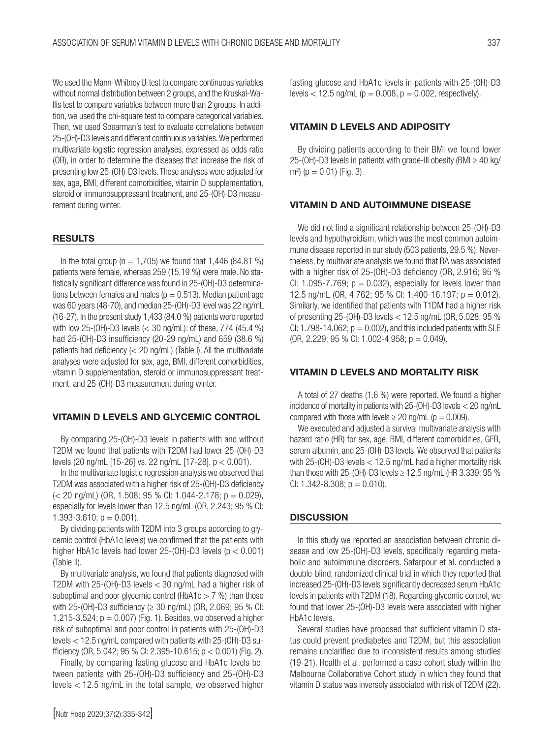We used the Mann-Whitney U-test to compare continuous variables without normal distribution between 2 groups, and the Kruskal-Wallis test to compare variables between more than 2 groups. In addition, we used the chi-square test to compare categorical variables. Then, we used Spearman's test to evaluate correlations between 25-(OH)-D3 levels and different continuous variables. We performed multivariate logistic regression analyses, expressed as odds ratio (OR), in order to determine the diseases that increase the risk of presenting low 25-(OH)-D3 levels. These analyses were adjusted for sex, age, BMI, different comorbidities, vitamin D supplementation, steroid or immunosuppressant treatment, and 25-(OH)-D3 measurement during winter.

## RESULTS

In the total group ($n = 1,705$) we found that 1,446 (84.81 %) patients were female, whereas 259 (15.19 %) were male. No statistically significant difference was found in 25-(OH)-D3 determinations between females and males ($p = 0.513$). Median patient age was 60 years (48-70), and median 25-(OH)-D3 level was 22 ng/mL (16-27). In the present study 1,433 (84.0 %) patients were reported with low 25-(OH)-D3 levels (< 30 ng/mL): of these, 774 (45.4 %) had 25-(OH)-D3 insufficiency (20-29 ng/mL) and 659 (38.6 %) patients had deficiency (< 20 ng/mL) (Table I). All the multivariate analyses were adjusted for sex, age, BMI, different comorbidities, vitamin D supplementation, steroid or immunosuppressant treatment, and 25-(OH)-D3 measurement during winter.

### VITAMIN D LEVELS AND GLYCEMIC CONTROL

By comparing 25-(OH)-D3 levels in patients with and without T2DM we found that patients with T2DM had lower 25-(OH)-D3 levels (20 ng/mL [15-26] vs. 22 ng/mL [17-28], $p < 0.001$).

In the multivariate logistic regression analysis we observed that T2DM was associated with a higher risk of 25-(OH)-D3 deficiency (< 20 ng/mL) (OR, 1.508; 95 % CI: 1.044-2.178; $p = 0.029$), especially for levels lower than 12.5 ng/mL (OR, 2.243; 95 % CI: 1.393-3.610; $p = 0.001$).

By dividing patients with T2DM into 3 groups according to glycemic control (HbA1c levels) we confirmed that the patients with higher HbA1c levels had lower 25-(OH)-D3 levels ($p < 0.001$) (Table II).

By multivariate analysis, we found that patients diagnosed with T2DM with 25-(OH)-D3 levels < 30 ng/mL had a higher risk of suboptimal and poor glycemic control (HbA1c > 7 %) than those with 25-(OH)-D3 sufficiency (≥ 30 ng/mL) (OR, 2.069; 95 % CI: 1.215-3.524; $p = 0.007$) (Fig. 1). Besides, we observed a higher risk of suboptimal and poor control in patients with 25-(OH)-D3 levels < 12.5 ng/mL compared with patients with 25-(OH)-D3 sufficiency (OR, 5.042; 95 % CI: 2.395-10.615; $p < 0.001$) (Fig. 2).

Finally, by comparing fasting glucose and HbA1c levels between patients with 25-(OH)-D3 sufficiency and 25-(OH)-D3 levels < 12.5 ng/mL in the total sample, we observed higher fasting glucose and HbA1c levels in patients with 25-(OH)-D3 levels < 12.5 ng/mL ($p = 0.008$, $p = 0.002$, respectively).

### VITAMIN D LEVELS AND ADIPOSITY

By dividing patients according to their BMI we found lower 25-(OH)-D3 levels in patients with grade-III obesity (BMI ≥ 40 kg/m$^2$) ($p = 0.01$) (Fig. 3).

### VITAMIN D AND AUTOIMMUNE DISEASE

We did not find a significant relationship between 25-(OH)-D3 levels and hypothyroidism, which was the most common autoimmune disease reported in our study (503 patients, 29.5 %). Nevertheless, by multivariate analysis we found that RA was associated with a higher risk of 25-(OH)-D3 deficiency (OR, 2.916; 95 % CI: 1.095-7.769; $p = 0.032$), especially for levels lower than 12.5 ng/mL (OR, 4.762; 95 % CI: 1.400-16.197; $p = 0.012$). Similarly, we identified that patients with T1DM had a higher risk of presenting 25-(OH)-D3 levels < 12.5 ng/mL (OR, 5.028; 95 % CI: 1.798-14.062; $p = 0.002$), and this included patients with SLE (OR, 2.229; 95 % CI: 1.002-4.958; $p = 0.049$).

### VITAMIN D LEVELS AND MORTALITY RISK

A total of 27 deaths (1.6 %) were reported. We found a higher incidence of mortality in patients with 25-(OH)-D3 levels < 20 ng/mL compared with those with levels ≥ 20 ng/mL ($p = 0.009$).

We executed and adjusted a survival multivariate analysis with hazard ratio (HR) for sex, age, BMI, different comorbidities, GFR, serum albumin, and 25-(OH)-D3 levels. We observed that patients with 25-(OH)-D3 levels < 12.5 ng/mL had a higher mortality risk than those with 25-(OH)-D3 levels ≥ 12.5 ng/mL (HR 3.339; 95 % CI: 1.342-8.308; $p = 0.010$).

## DISCUSSION

In this study we reported an association between chronic disease and low 25-(OH)-D3 levels, specifically regarding metabolic and autoimmune disorders. Safarpour et al. conducted a double-blind, randomized clinical trial in which they reported that increased 25-(OH)-D3 levels significantly decreased serum HbA1c levels in patients with T2DM (18). Regarding glycemic control, we found that lower 25-(OH)-D3 levels were associated with higher HbA1c levels.

Several studies have proposed that sufficient vitamin D status could prevent prediabetes and T2DM, but this association remains unclarified due to inconsistent results among studies (19-21). Health et al. performed a case-cohort study within the Melbourne Collaborative Cohort study in which they found that vitamin D status was inversely associated with risk of T2DM (22).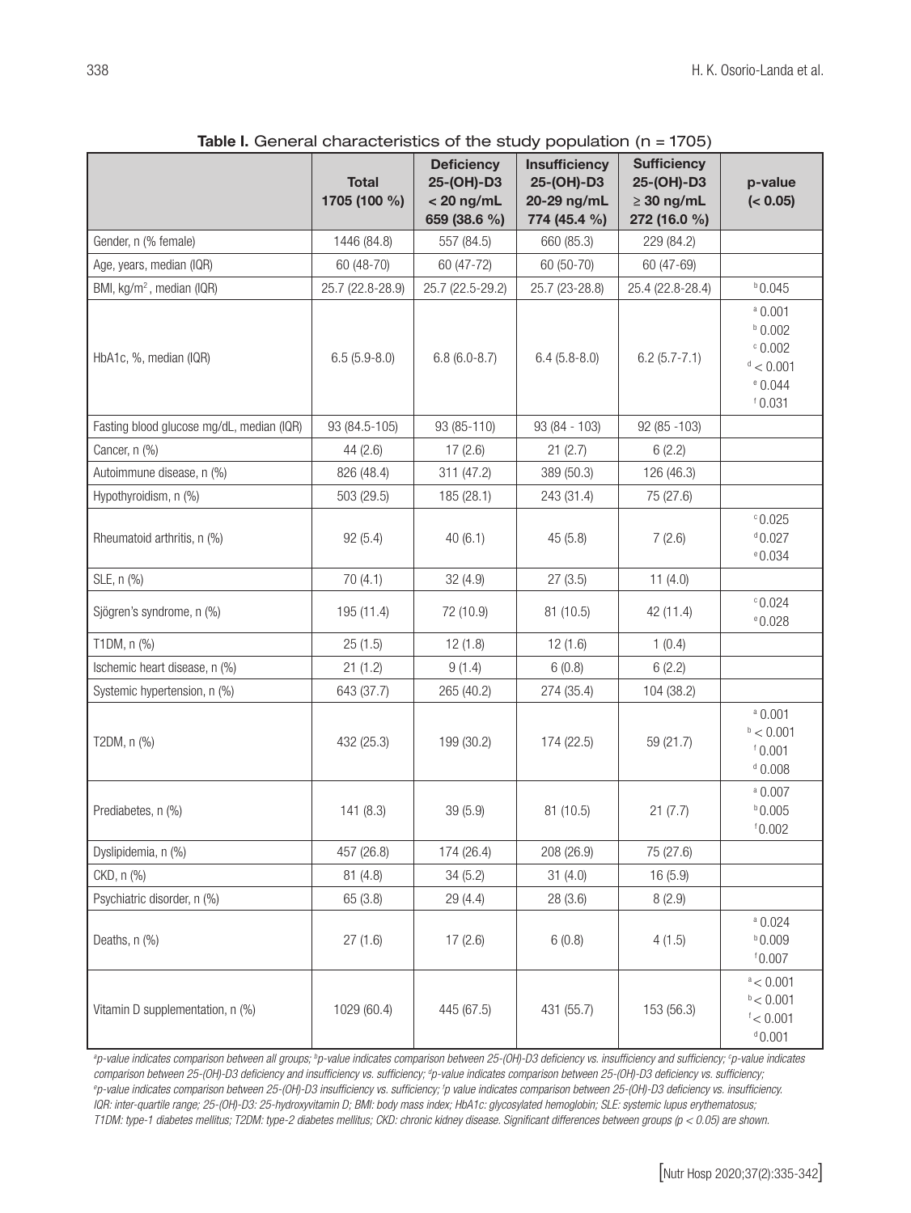**Table I.** General characteristics of the study population (n = 1705)

| | Total 1705 (100 %) | Deficiency 25-(OH)-D3 < 20 ng/mL 659 (38.6 %) | Insufficiency 25-(OH)-D3 20-29 ng/mL 774 (45.4 %) | Sufficiency 25-(OH)-D3 ≥ 30 ng/mL 272 (16.0 %) | p-value (< 0.05) |
|---|---|---|---|---|---|
| Gender, n (% female) | 1446 (84.8) | 557 (84.5) | 660 (85.3) | 229 (84.2) | |
| Age, years, median (IQR) | 60 (48-70) | 60 (47-72) | 60 (50-70) | 60 (47-69) | |
| BMI, kg/m², median (IQR) | 25.7 (22.8-28.9) | 25.7 (22.5-29.2) | 25.7 (23-28.8) | 25.4 (22.8-28.4) | [b] 0.045 |
| HbA1c, %, median (IQR) | 6.5 (5.9-8.0) | 6.8 (6.0-8.7) | 6.4 (5.8-8.0) | 6.2 (5.7-7.1) | [a] 0.001<br>[b] 0.002<br>[c] 0.002<br>[d] < 0.001<br>[e] 0.044<br>[f] 0.031 |
| Fasting blood glucose mg/dL, median (IQR) | 93 (84.5-105) | 93 (85-110) | 93 (84 - 103) | 92 (85 -103) | |
| Cancer, n (%) | 44 (2.6) | 17 (2.6) | 21 (2.7) | 6 (2.2) | |
| Autoimmune disease, n (%) | 826 (48.4) | 311 (47.2) | 389 (50.3) | 126 (46.3) | |
| Hypothyroidism, n (%) | 503 (29.5) | 185 (28.1) | 243 (31.4) | 75 (27.6) | |
| Rheumatoid arthritis, n (%) | 92 (5.4) | 40 (6.1) | 45 (5.8) | 7 (2.6) | [c] 0.025<br>[d] 0.027<br>[e] 0.034 |
| SLE, n (%) | 70 (4.1) | 32 (4.9) | 27 (3.5) | 11 (4.0) | |
| Sjögren's syndrome, n (%) | 195 (11.4) | 72 (10.9) | 81 (10.5) | 42 (11.4) | [c] 0.024<br>[e] 0.028 |
| T1DM, n (%) | 25 (1.5) | 12 (1.8) | 12 (1.6) | 1 (0.4) | |
| Ischemic heart disease, n (%) | 21 (1.2) | 9 (1.4) | 6 (0.8) | 6 (2.2) | |
| Systemic hypertension, n (%) | 643 (37.7) | 265 (40.2) | 274 (35.4) | 104 (38.2) | |
| T2DM, n (%) | 432 (25.3) | 199 (30.2) | 174 (22.5) | 59 (21.7) | [a] 0.001<br>[b] < 0.001<br>[f] 0.001<br>[d] 0.008 |
| Prediabetes, n (%) | 141 (8.3) | 39 (5.9) | 81 (10.5) | 21 (7.7) | [a] 0.007<br>[b] 0.005<br>[f] 0.002 |
| Dyslipidemia, n (%) | 457 (26.8) | 174 (26.4) | 208 (26.9) | 75 (27.6) | |
| CKD, n (%) | 81 (4.8) | 34 (5.2) | 31 (4.0) | 16 (5.9) | |
| Psychiatric disorder, n (%) | 65 (3.8) | 29 (4.4) | 28 (3.6) | 8 (2.9) | |
| Deaths, n (%) | 27 (1.6) | 17 (2.6) | 6 (0.8) | 4 (1.5) | [a] 0.024<br>[b] 0.009<br>[f] 0.007 |
| Vitamin D supplementation, n (%) | 1029 (60.4) | 445 (67.5) | 431 (55.7) | 153 (56.3) | [a] < 0.001<br>[b] < 0.001<br>[f] < 0.001<br>[d] 0.001 |

*[a]p-value indicates comparison between all groups; [b]p-value indicates comparison between 25-(OH)-D3 deficiency vs. insufficiency and sufficiency; [c]p-value indicates comparison between 25-(OH)-D3 deficiency and insufficiency vs. sufficiency; [d]p-value indicates comparison between 25-(OH)-D3 deficiency vs. sufficiency; [e]p-value indicates comparison between 25-(OH)-D3 insufficiency vs. sufficiency; [f]p value indicates comparison between 25-(OH)-D3 deficiency vs. insufficiency. IQR: inter-quartile range; 25-(OH)-D3: 25-hydroxyvitamin D; BMI: body mass index; HbA1c: glycosylated hemoglobin; SLE: systemic lupus erythematosus; T1DM: type-1 diabetes mellitus; T2DM: type-2 diabetes mellitus; CKD: chronic kidney disease. Significant differences between groups (p < 0.05) are shown.*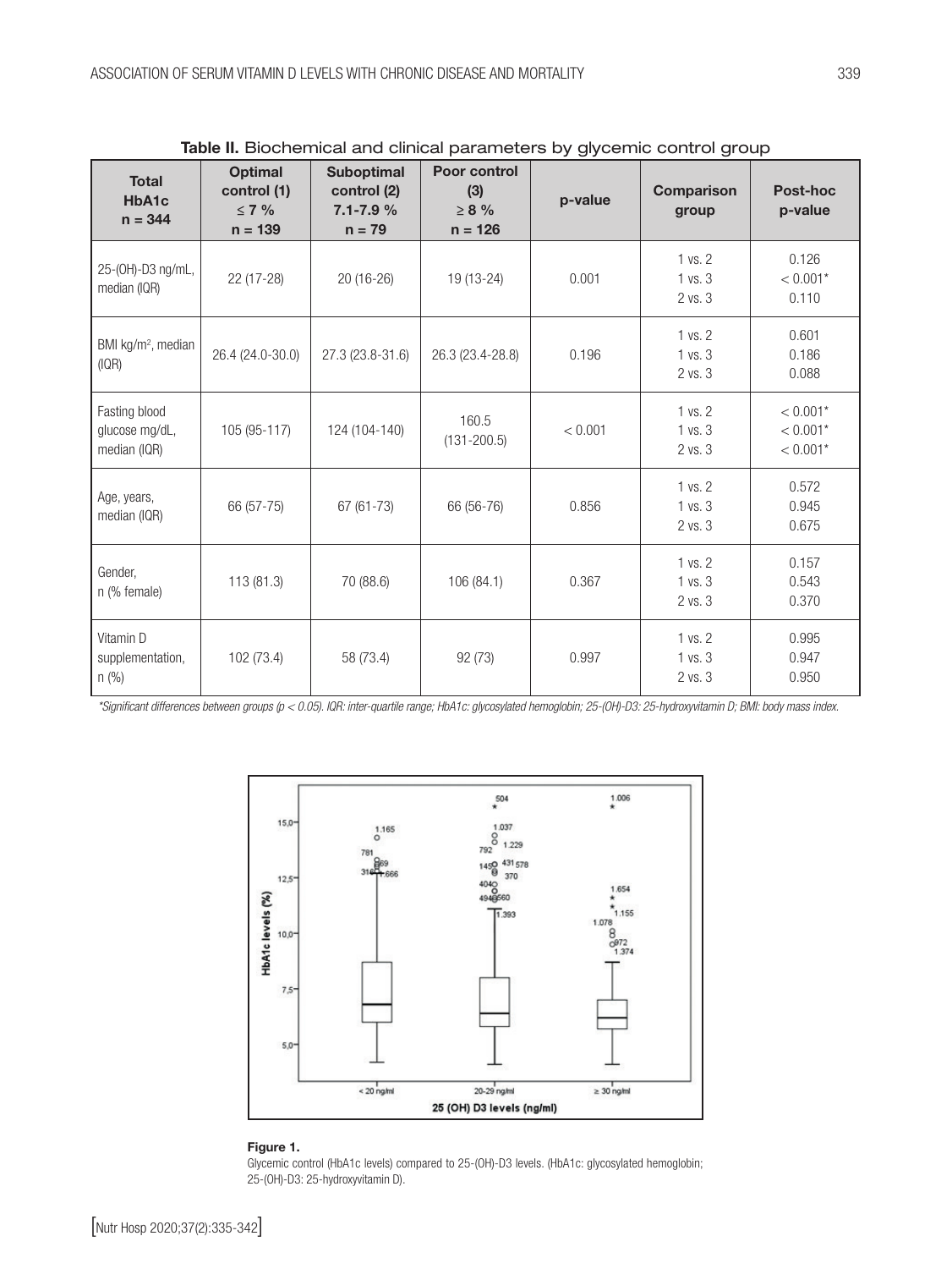**Table II.** Biochemical and clinical parameters by glycemic control group

| Total HbA1c n = 344 | Optimal control (1) ≤ 7 % n = 139 | Suboptimal control (2) 7.1-7.9 % n = 79 | Poor control (3) ≥ 8 % n = 126 | p-value | Comparison group | Post-hoc p-value |
|---|---|---|---|---|---|---|
| 25-(OH)-D3 ng/mL, median (IQR) | 22 (17-28) | 20 (16-26) | 19 (13-24) | 0.001 | 1 vs. 2<br>1 vs. 3<br>2 vs. 3 | 0.126<br>< 0.001*<br>0.110 |
| BMI kg/m², median (IQR) | 26.4 (24.0-30.0) | 27.3 (23.8-31.6) | 26.3 (23.4-28.8) | 0.196 | 1 vs. 2<br>1 vs. 3<br>2 vs. 3 | 0.601<br>0.186<br>0.088 |
| Fasting blood glucose mg/dL, median (IQR) | 105 (95-117) | 124 (104-140) | 160.5 (131-200.5) | < 0.001 | 1 vs. 2<br>1 vs. 3<br>2 vs. 3 | < 0.001*<br>< 0.001*<br>< 0.001* |
| Age, years, median (IQR) | 66 (57-75) | 67 (61-73) | 66 (56-76) | 0.856 | 1 vs. 2<br>1 vs. 3<br>2 vs. 3 | 0.572<br>0.945<br>0.675 |
| Gender, n (% female) | 113 (81.3) | 70 (88.6) | 106 (84.1) | 0.367 | 1 vs. 2<br>1 vs. 3<br>2 vs. 3 | 0.157<br>0.543<br>0.370 |
| Vitamin D supplementation, n (%) | 102 (73.4) | 58 (73.4) | 92 (73) | 0.997 | 1 vs. 2<br>1 vs. 3<br>2 vs. 3 | 0.995<br>0.947<br>0.950 |

*Significant differences between groups (p < 0.05). IQR: inter-quartile range; HbA1c: glycosylated hemoglobin; 25-(OH)-D3: 25-hydroxyvitamin D; BMI: body mass index.*

**Figure 1.**

Glycemic control (HbA1c levels) compared to 25-(OH)-D3 levels. (HbA1c: glycosylated hemoglobin; 25-(OH)-D3: 25-hydroxyvitamin D).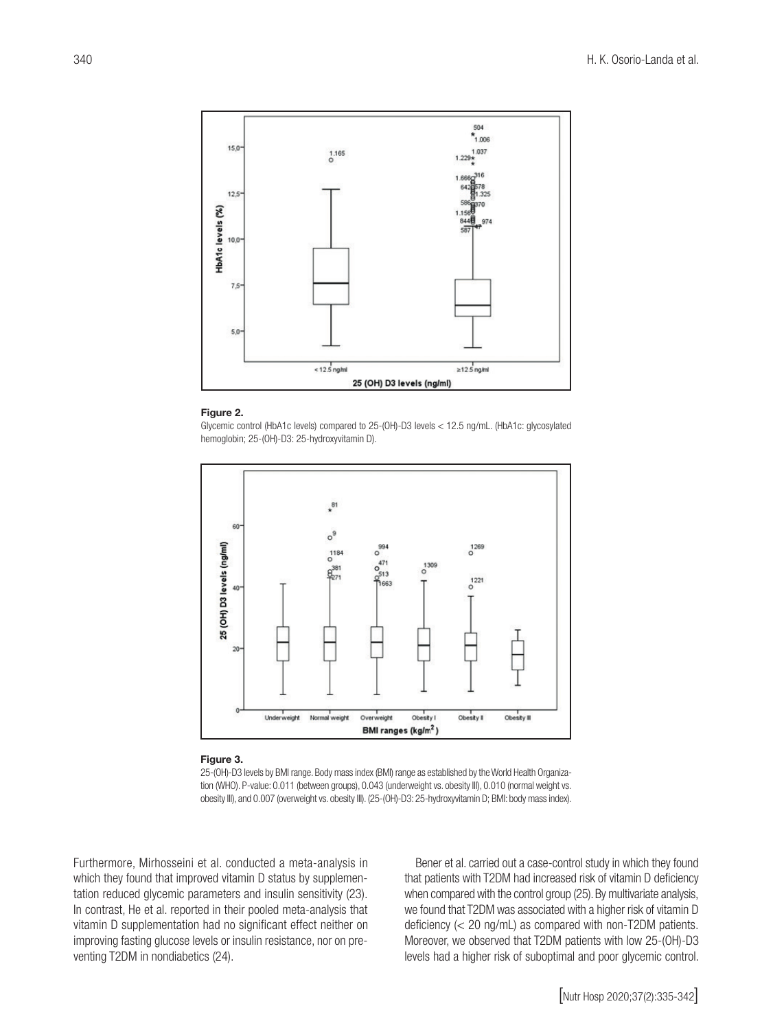**Figure 2.**

Glycemic control (HbA1c levels) compared to 25-(OH)-D3 levels < 12.5 ng/mL. (HbA1c: glycosylated hemoglobin; 25-(OH)-D3: 25-hydroxyvitamin D).

**Figure 3.**

25-(OH)-D3 levels by BMI range. Body mass index (BMI) range as established by the World Health Organization (WHO). P-value: 0.011 (between groups), 0.043 (underweight vs. obesity III), 0.010 (normal weight vs. obesity III), and 0.007 (overweight vs. obesity III). (25-(OH)-D3: 25-hydroxyvitamin D; BMI: body mass index).

Furthermore, Mirhosseini et al. conducted a meta-analysis in which they found that improved vitamin D status by supplementation reduced glycemic parameters and insulin sensitivity (23). In contrast, He et al. reported in their pooled meta-analysis that vitamin D supplementation had no significant effect neither on improving fasting glucose levels or insulin resistance, nor on preventing T2DM in nondiabetics (24).

Bener et al. carried out a case-control study in which they found that patients with T2DM had increased risk of vitamin D deficiency when compared with the control group (25). By multivariate analysis, we found that T2DM was associated with a higher risk of vitamin D deficiency (< 20 ng/mL) as compared with non-T2DM patients. Moreover, we observed that T2DM patients with low 25-(OH)-D3 levels had a higher risk of suboptimal and poor glycemic control.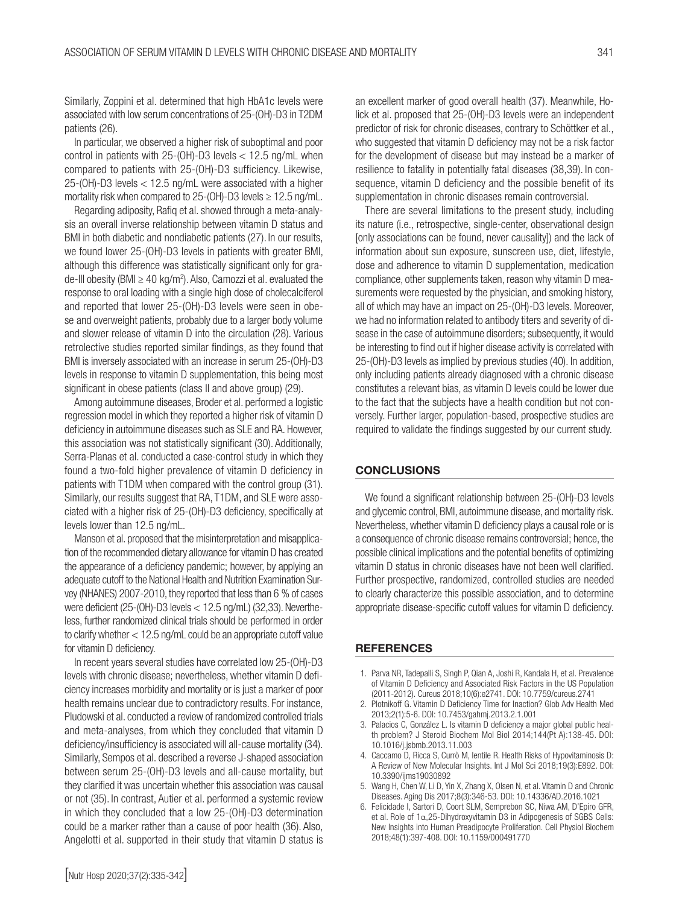Similarly, Zoppini et al. determined that high HbA1c levels were associated with low serum concentrations of 25-(OH)-D3 in T2DM patients (26).

In particular, we observed a higher risk of suboptimal and poor control in patients with 25-(OH)-D3 levels < 12.5 ng/mL when compared to patients with 25-(OH)-D3 sufficiency. Likewise, 25-(OH)-D3 levels < 12.5 ng/mL were associated with a higher mortality risk when compared to 25-(OH)-D3 levels ≥ 12.5 ng/mL.

Regarding adiposity, Rafiq et al. showed through a meta-analysis an overall inverse relationship between vitamin D status and BMI in both diabetic and nondiabetic patients (27). In our results, we found lower 25-(OH)-D3 levels in patients with greater BMI, although this difference was statistically significant only for grade-III obesity (BMI ≥ 40 kg/m$^2$). Also, Camozzi et al. evaluated the response to oral loading with a single high dose of cholecalciferol and reported that lower 25-(OH)-D3 levels were seen in obese and overweight patients, probably due to a larger body volume and slower release of vitamin D into the circulation (28). Various retrolective studies reported similar findings, as they found that BMI is inversely associated with an increase in serum 25-(OH)-D3 levels in response to vitamin D supplementation, this being most significant in obese patients (class II and above group) (29).

Among autoimmune diseases, Broder et al. performed a logistic regression model in which they reported a higher risk of vitamin D deficiency in autoimmune diseases such as SLE and RA. However, this association was not statistically significant (30). Additionally, Serra-Planas et al. conducted a case-control study in which they found a two-fold higher prevalence of vitamin D deficiency in patients with T1DM when compared with the control group (31). Similarly, our results suggest that RA, T1DM, and SLE were associated with a higher risk of 25-(OH)-D3 deficiency, specifically at levels lower than 12.5 ng/mL.

Manson et al. proposed that the misinterpretation and misapplication of the recommended dietary allowance for vitamin D has created the appearance of a deficiency pandemic; however, by applying an adequate cutoff to the National Health and Nutrition Examination Survey (NHANES) 2007-2010, they reported that less than 6 % of cases were deficient (25-(OH)-D3 levels < 12.5 ng/mL) (32,33). Nevertheless, further randomized clinical trials should be performed in order to clarify whether < 12.5 ng/mL could be an appropriate cutoff value for vitamin D deficiency.

In recent years several studies have correlated low 25-(OH)-D3 levels with chronic disease; nevertheless, whether vitamin D deficiency increases morbidity and mortality or is just a marker of poor health remains unclear due to contradictory results. For instance, Pludowski et al. conducted a review of randomized controlled trials and meta-analyses, from which they concluded that vitamin D deficiency/insufficiency is associated will all-cause mortality (34). Similarly, Sempos et al. described a reverse J-shaped association between serum 25-(OH)-D3 levels and all-cause mortality, but they clarified it was uncertain whether this association was causal or not (35). In contrast, Autier et al. performed a systemic review in which they concluded that a low 25-(OH)-D3 determination could be a marker rather than a cause of poor health (36). Also, Angelotti et al. supported in their study that vitamin D status is an excellent marker of good overall health (37). Meanwhile, Holick et al. proposed that 25-(OH)-D3 levels were an independent predictor of risk for chronic diseases, contrary to Schöttker et al., who suggested that vitamin D deficiency may not be a risk factor for the development of disease but may instead be a marker of resilience to fatality in potentially fatal diseases (38,39). In consequence, vitamin D deficiency and the possible benefit of its supplementation in chronic diseases remain controversial.

There are several limitations to the present study, including its nature (i.e., retrospective, single-center, observational design [only associations can be found, never causality]) and the lack of information about sun exposure, sunscreen use, diet, lifestyle, dose and adherence to vitamin D supplementation, medication compliance, other supplements taken, reason why vitamin D measurements were requested by the physician, and smoking history, all of which may have an impact on 25-(OH)-D3 levels. Moreover, we had no information related to antibody titers and severity of disease in the case of autoimmune disorders; subsequently, it would be interesting to find out if higher disease activity is correlated with 25-(OH)-D3 levels as implied by previous studies (40). In addition, only including patients already diagnosed with a chronic disease constitutes a relevant bias, as vitamin D levels could be lower due to the fact that the subjects have a health condition but not conversely. Further larger, population-based, prospective studies are required to validate the findings suggested by our current study.

## CONCLUSIONS

We found a significant relationship between 25-(OH)-D3 levels and glycemic control, BMI, autoimmune disease, and mortality risk. Nevertheless, whether vitamin D deficiency plays a causal role or is a consequence of chronic disease remains controversial; hence, the possible clinical implications and the potential benefits of optimizing vitamin D status in chronic diseases have not been well clarified. Further prospective, randomized, controlled studies are needed to clearly characterize this possible association, and to determine appropriate disease-specific cutoff values for vitamin D deficiency.

## REFERENCES

1. Parva NR, Tadepalli S, Singh P, Qian A, Joshi R, Kandala H, et al. Prevalence of Vitamin D Deficiency and Associated Risk Factors in the US Population (2011-2012). Cureus 2018;10(6):e2741. DOI: 10.7759/cureus.2741
2. Plotnikoff G. Vitamin D Deficiency Time for Inaction? Glob Adv Health Med 2013;2(1):5-6. DOI: 10.7453/gahmj.2013.2.1.001
3. Palacios C, González L. Is vitamin D deficiency a major global public health problem? J Steroid Biochem Mol Biol 2014;144(Pt A):138-45. DOI: 10.1016/j.jsbmb.2013.11.003
4. Caccamo D, Ricca S, Currò M, Ientile R. Health Risks of Hypovitaminosis D: A Review of New Molecular Insights. Int J Mol Sci 2018;19(3):E892. DOI: 10.3390/ijms19030892
5. Wang H, Chen W, Li D, Yin X, Zhang X, Olsen N, et al. Vitamin D and Chronic Diseases. Aging Dis 2017;8(3):346-53. DOI: 10.14336/AD.2016.1021
6. Felicidade I, Sartori D, Coort SLM, Semprebon SC, Niwa AM, D'Epiro GFR, et al. Role of 1α,25-Dihydroxyvitamin D3 in Adipogenesis of SGBS Cells: New Insights into Human Preadipocyte Proliferation. Cell Physiol Biochem 2018;48(1):397-408. DOI: 10.1159/000491770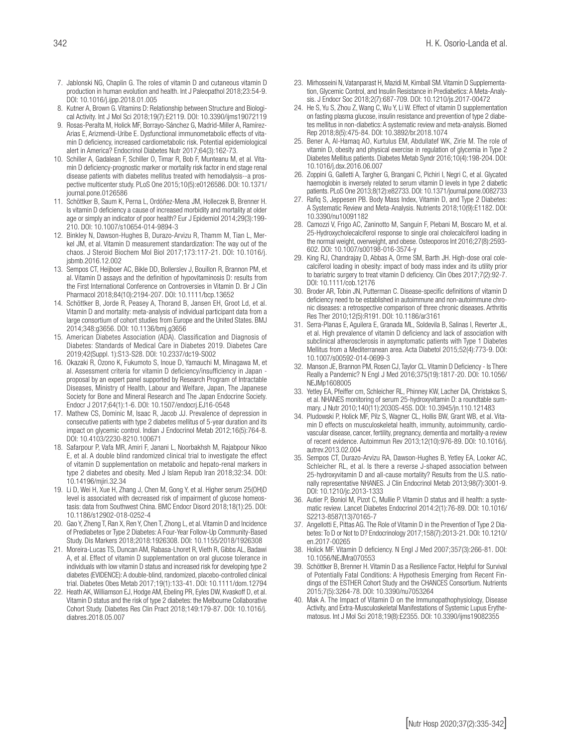7. Jablonski NG, Chaplin G. The roles of vitamin D and cutaneous vitamin D production in human evolution and health. Int J Paleopathol 2018;23:54-9. DOI: 10.1016/j.ijpp.2018.01.005
8. Kutner A, Brown G. Vitamins D: Relationship between Structure and Biological Activity. Int J Mol Sci 2018;19(7):E2119. DOI: 10.3390/ijms19072119
9. Rosas-Peralta M, Holick MF, Borrayo-Sánchez G, Madrid-Miller A, Ramírez-Arias E, Arizmendi-Uribe E. Dysfunctional immunometabolic effects of vitamin D deficiency, increased cardiometabolic risk. Potential epidemiological alert in America? Endocrinol Diabetes Nutr 2017;64(3):162-73.
10. Schiller A, Gadalean F, Schiller O, Timar R, Bob F, Munteanu M, et al. Vitamin D deficiency-prognostic marker or mortality risk factor in end stage renal disease patients with diabetes mellitus treated with hemodialysis--a prospective multicenter study. PLoS One 2015;10(5):e0126586. DOI: 10.1371/journal.pone.0126586
11. Schöttker B, Saum K, Perna L, Ordóñez-Mena JM, Holleczek B, Brenner H. Is vitamin D deficiency a cause of increased morbidity and mortality at older age or simply an indicator of poor health? Eur J Epidemiol 2014;29(3):199-210. DOI: 10.1007/s10654-014-9894-3
12. Binkley N, Dawson-Hughes B, Durazo-Arvizu R, Thamm M, Tian L, Merkel JM, et al. Vitamin D measurement standardization: The way out of the chaos. J Steroid Biochem Mol Biol 2017;173:117-21. DOI: 10.1016/j.jsbmb.2016.12.002
13. Sempos CT, Heijboer AC, Bikle DD, Bollerslev J, Bouillon R, Brannon PM, et al. Vitamin D assays and the definition of hypovitaminosis D: results from the First International Conference on Controversies in Vitamin D. Br J Clin Pharmacol 2018;84(10):2194-207. DOI: 10.1111/bcp.13652
14. Schöttker B, Jorde R, Peasey A, Thorand B, Jansen EH, Groot Ld, et al. Vitamin D and mortality: meta-analysis of individual participant data from a large consortium of cohort studies from Europe and the United States. BMJ 2014;348:g3656. DOI: 10.1136/bmj.g3656
15. American Diabetes Association (ADA). Classification and Diagnosis of Diabetes: Standards of Medical Care in Diabetes 2019. Diabetes Care 2019;42(Suppl. 1):S13-S28. DOI: 10.2337/dc19-S002
16. Okazaki R, Ozono K, Fukumoto S, Inoue D, Yamauchi M, Minagawa M, et al. Assessment criteria for vitamin D deficiency/insufficiency in Japan - proposal by an expert panel supported by Research Program of Intractable Diseases, Ministry of Health, Labour and Welfare, Japan, The Japanese Society for Bone and Mineral Research and The Japan Endocrine Society. Endocr J 2017;64(1):1-6. DOI: 10.1507/endocrj.EJ16-0548
17. Mathew CS, Dominic M, Isaac R, Jacob JJ. Prevalence of depression in consecutive patients with type 2 diabetes mellitus of 5-year duration and its impact on glycemic control. Indian J Endocrinol Metab 2012;16(5):764-8. DOI: 10.4103/2230-8210.100671
18. Safarpour P, Vafa MR, Amiri F, Janani L, Noorbakhsh M, Rajabpour Nikoo E, et al. A double blind randomized clinical trial to investigate the effect of vitamin D supplementation on metabolic and hepato-renal markers in type 2 diabetes and obesity. Med J Islam Repub Iran 2018;32:34. DOI: 10.14196/mjiri.32.34
19. Li D, Wei H, Xue H, Zhang J, Chen M, Gong Y, et al. Higher serum 25(OH)D level is associated with decreased risk of impairment of glucose homeostasis: data from Southwest China. BMC Endocr Disord 2018;18(1):25. DOI: 10.1186/s12902-018-0252-4
20. Gao Y, Zheng T, Ran X, Ren Y, Chen T, Zhong L, et al. Vitamin D and Incidence of Prediabetes or Type 2 Diabetes: A Four-Year Follow-Up Community-Based Study. Dis Markers 2018;2018:1926308. DOI: 10.1155/2018/1926308
21. Moreira-Lucas TS, Duncan AM, Rabasa-Lhoret R, Vieth R, Gibbs AL, Badawi A, et al. Effect of vitamin D supplementation on oral glucose tolerance in individuals with low vitamin D status and increased risk for developing type 2 diabetes (EVIDENCE): A double-blind, randomized, placebo-controlled clinical trial. Diabetes Obes Metab 2017;19(1):133-41. DOI: 10.1111/dom.12794
22. Heath AK, Williamson EJ, Hodge AM, Ebeling PR, Eyles DW, Kvaskoff D, et al. Vitamin D status and the risk of type 2 diabetes: the Melbourne Collaborative Cohort Study. Diabetes Res Clin Pract 2018;149:179-87. DOI: 10.1016/j.diabres.2018.05.007
23. Mirhosseini N, Vatanparast H, Mazidi M, Kimball SM. Vitamin D Supplementation, Glycemic Control, and Insulin Resistance in Prediabetics: A Meta-Analysis. J Endocr Soc 2018;2(7):687-709. DOI: 10.1210/js.2017-00472
24. He S, Yu S, Zhou Z, Wang C, Wu Y, Li W. Effect of vitamin D supplementation on fasting plasma glucose, insulin resistance and prevention of type 2 diabetes mellitus in non-diabetics: A systematic review and meta-analysis. Biomed Rep 2018;8(5):475-84. DOI: 10.3892/br.2018.1074
25. Bener A, Al-Hamaq AO, Kurtulus EM, Abdullatef WK, Zirie M. The role of vitamin D, obesity and physical exercise in regulation of glycemia in Type 2 Diabetes Mellitus patients. Diabetes Metab Syndr 2016;10(4):198-204. DOI: 10.1016/j.dsx.2016.06.007
26. Zoppini G, Galletti A, Targher G, Brangani C, Pichiri I, Negri C, et al. Glycated haemoglobin is inversely related to serum vitamin D levels in type 2 diabetic patients. PLoS One 2013;8(12):e82733. DOI: 10.1371/journal.pone.0082733
27. Rafiq S, Jeppesen PB. Body Mass Index, Vitamin D, and Type 2 Diabetes: A Systematic Review and Meta-Analysis. Nutrients 2018;10(9):E1182. DOI: 10.3390/nu10091182
28. Camozzi V, Frigo AC, Zaninotto M, Sanguin F, Plebani M, Boscaro M, et al. 25-Hydroxycholecalciferol response to single oral cholecalciferol loading in the normal weight, overweight, and obese. Osteoporos Int 2016;27(8):2593-602. DOI: 10.1007/s00198-016-3574-y
29. King RJ, Chandrajay D, Abbas A, Orme SM, Barth JH. High-dose oral colecalciferol loading in obesity: impact of body mass index and its utility prior to bariatric surgery to treat vitamin D deficiency. Clin Obes 2017;7(2):92-7. DOI: 10.1111/cob.12176
30. Broder AR, Tobin JN, Putterman C. Disease-specific definitions of vitamin D deficiency need to be established in autoimmune and non-autoimmune chronic diseases: a retrospective comparison of three chronic diseases. Arthritis Res Ther 2010;12(5):R191. DOI: 10.1186/ar3161
31. Serra-Planas E, Aguilera E, Granada ML, Soldevila B, Salinas I, Reverter JL, et al. High prevalence of vitamin D deficiency and lack of association with subclinical atherosclerosis in asymptomatic patients with Type 1 Diabetes Mellitus from a Mediterranean area. Acta Diabetol 2015;52(4):773-9. DOI: 10.1007/s00592-014-0699-3
32. Manson JE, Brannon PM, Rosen CJ, Taylor CL. Vitamin D Deficiency - Is There Really a Pandemic? N Engl J Med 2016;375(19):1817-20. DOI: 10.1056/NEJMp1608005
33. Yetley EA, Pfeiffer cm, Schleicher RL, Phinney KW, Lacher DA, Christakos S, et al. NHANES monitoring of serum 25-hydroxyvitamin D: a roundtable summary. J Nutr 2010;140(11):2030S-45S. DOI: 10.3945/jn.110.121483
34. Pludowski P, Holick MF, Pilz S, Wagner CL, Hollis BW, Grant WB, et al. Vitamin D effects on musculoskeletal health, immunity, autoimmunity, cardiovascular disease, cancer, fertility, pregnancy, dementia and mortality-a review of recent evidence. Autoimmun Rev 2013;12(10):976-89. DOI: 10.1016/j.autrev.2013.02.004
35. Sempos CT, Durazo-Arvizu RA, Dawson-Hughes B, Yetley EA, Looker AC, Schleicher RL, et al. Is there a reverse J-shaped association between 25-hydroxyvitamin D and all-cause mortality? Results from the U.S. nationally representative NHANES. J Clin Endocrinol Metab 2013;98(7):3001-9. DOI: 10.1210/jc.2013-1333
36. Autier P, Boniol M, Pizot C, Mullie P. Vitamin D status and ill health: a systematic review. Lancet Diabetes Endocrinol 2014:2(1):76-89. DOI: 10.1016/S2213-8587(13)70165-7
37. Angellotti E, Pittas AG. The Role of Vitamin D in the Prevention of Type 2 Diabetes: To D or Not to D? Endocrinology 2017;158(7):2013-21. DOI: 10.1210/en.2017-00265
38. Holick MF. Vitamin D deficiency. N Engl J Med 2007;357(3):266-81. DOI: 10.1056/NEJMra070553
39. Schöttker B, Brenner H. Vitamin D as a Resilience Factor, Helpful for Survival of Potentially Fatal Conditions: A Hypothesis Emerging from Recent Findings of the ESTHER Cohort Study and the CHANCES Consortium. Nutrients 2015;7(5):3264-78. DOI: 10.3390/nu7053264
40. Mak A. The Impact of Vitamin D on the Immunopathophysiology, Disease Activity, and Extra-Musculoskeletal Manifestations of Systemic Lupus Erythematosus. Int J Mol Sci 2018;19(8):E2355. DOI: 10.3390/ijms19082355